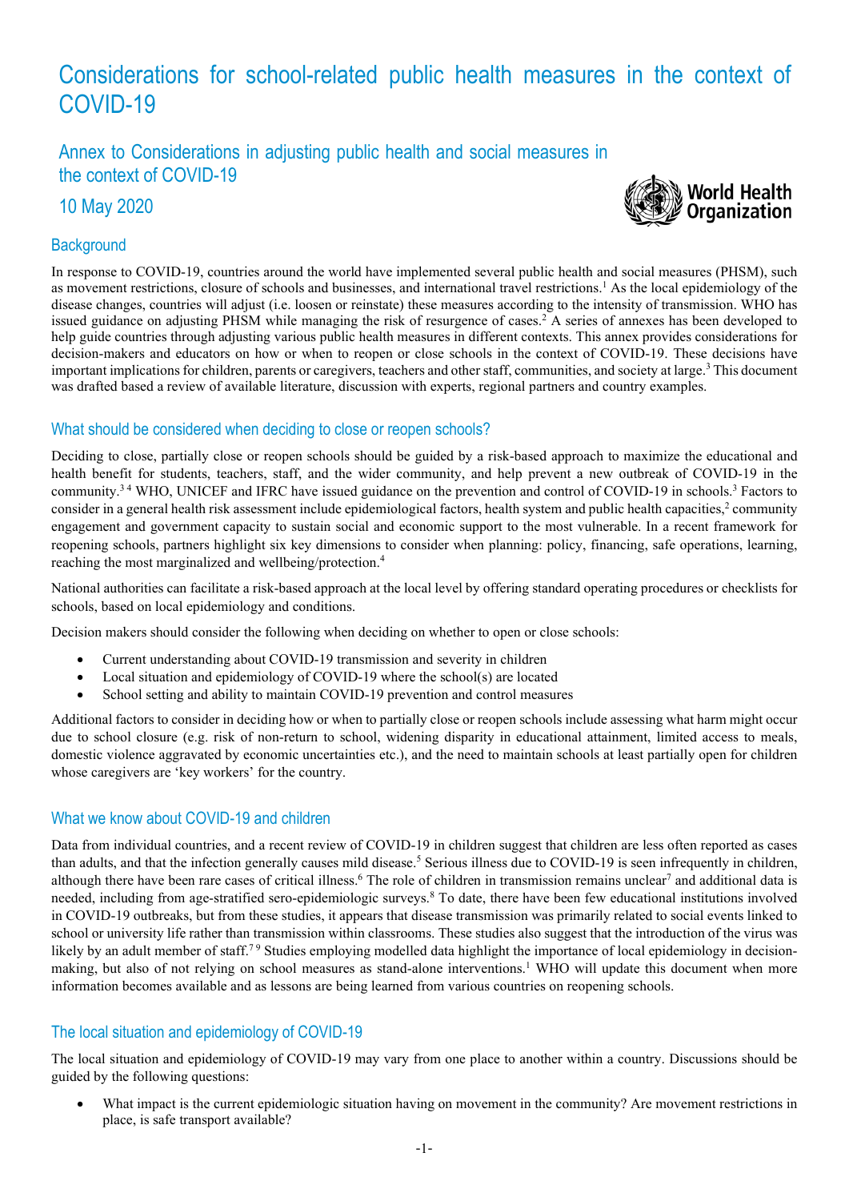# Considerations for school-related public health measures in the context of COVID-19

## Annex to Considerations in adjusting public health and social measures in the context of COVID-19

## 10 May 2020

World Health Organization

## Background

In response to COVID-19, countries around the world have implemented several public health and social measures (PHSM), such as movement restrictions, closure of schools and businesses, and international travel restrictions.[1] As the local epidemiology of the disease changes, countries will adjust (i.e. loosen or reinstate) these measures according to the intensity of transmission. WHO has issued guidance on adjusting PHSM while managing the risk of resurgence of cases.[2] A series of annexes has been developed to help guide countries through adjusting various public health measures in different contexts. This annex provides considerations for decision-makers and educators on how or when to reopen or close schools in the context of COVID-19. These decisions have important implications for children, parents or caregivers, teachers and other staff, communities, and society at large.[3] This document was drafted based a review of available literature, discussion with experts, regional partners and country examples.

## What should be considered when deciding to close or reopen schools?

Deciding to close, partially close or reopen schools should be guided by a risk-based approach to maximize the educational and health benefit for students, teachers, staff, and the wider community, and help prevent a new outbreak of COVID-19 in the community.[3,4] WHO, UNICEF and IFRC have issued guidance on the prevention and control of COVID-19 in schools.[3] Factors to consider in a general health risk assessment include epidemiological factors, health system and public health capacities,[2] community engagement and government capacity to sustain social and economic support to the most vulnerable. In a recent framework for reopening schools, partners highlight six key dimensions to consider when planning: policy, financing, safe operations, learning, reaching the most marginalized and wellbeing/protection.[4]

National authorities can facilitate a risk-based approach at the local level by offering standard operating procedures or checklists for schools, based on local epidemiology and conditions.

Decision makers should consider the following when deciding on whether to open or close schools:

- Current understanding about COVID-19 transmission and severity in children
- Local situation and epidemiology of COVID-19 where the school(s) are located
- School setting and ability to maintain COVID-19 prevention and control measures

Additional factors to consider in deciding how or when to partially close or reopen schools include assessing what harm might occur due to school closure (e.g. risk of non-return to school, widening disparity in educational attainment, limited access to meals, domestic violence aggravated by economic uncertainties etc.), and the need to maintain schools at least partially open for children whose caregivers are 'key workers' for the country.

## What we know about COVID-19 and children

Data from individual countries, and a recent review of COVID-19 in children suggest that children are less often reported as cases than adults, and that the infection generally causes mild disease.[5] Serious illness due to COVID-19 is seen infrequently in children, although there have been rare cases of critical illness.[6] The role of children in transmission remains unclear[7] and additional data is needed, including from age-stratified sero-epidemiologic surveys.[8] To date, there have been few educational institutions involved in COVID-19 outbreaks, but from these studies, it appears that disease transmission was primarily related to social events linked to school or university life rather than transmission within classrooms. These studies also suggest that the introduction of the virus was likely by an adult member of staff.[7,9] Studies employing modelled data highlight the importance of local epidemiology in decision-making, but also of not relying on school measures as stand-alone interventions.[1] WHO will update this document when more information becomes available and as lessons are being learned from various countries on reopening schools.

## The local situation and epidemiology of COVID-19

The local situation and epidemiology of COVID-19 may vary from one place to another within a country. Discussions should be guided by the following questions:

- What impact is the current epidemiologic situation having on movement in the community? Are movement restrictions in place, is safe transport available?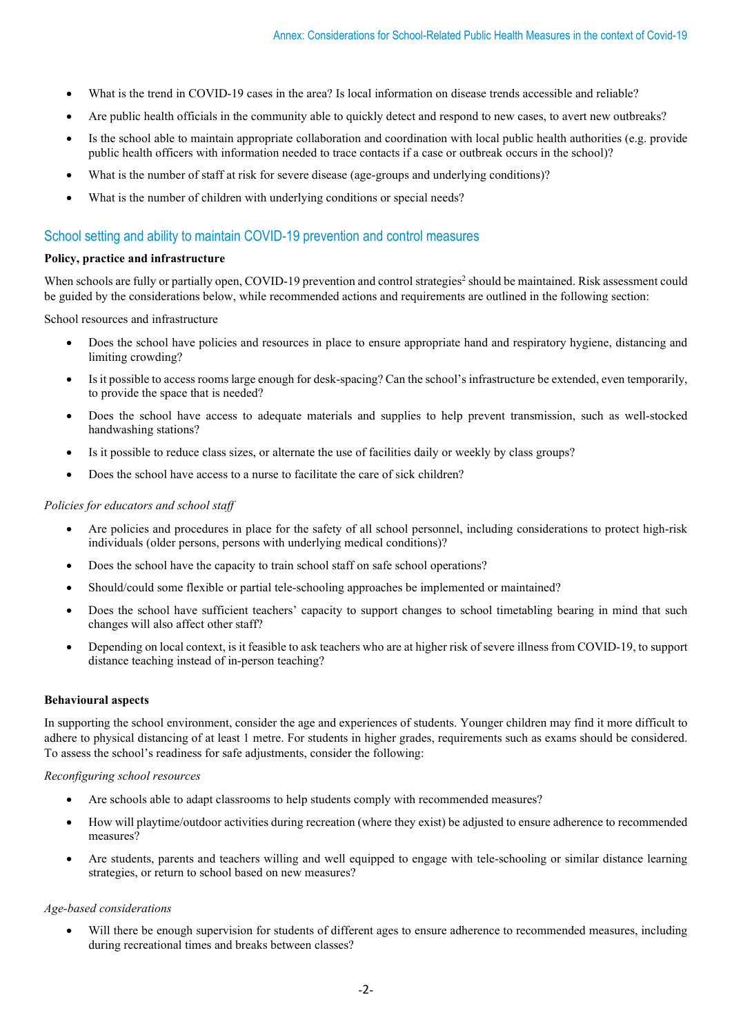- What is the trend in COVID-19 cases in the area? Is local information on disease trends accessible and reliable?
- Are public health officials in the community able to quickly detect and respond to new cases, to avert new outbreaks?
- Is the school able to maintain appropriate collaboration and coordination with local public health authorities (e.g. provide public health officers with information needed to trace contacts if a case or outbreak occurs in the school)?
- What is the number of staff at risk for severe disease (age-groups and underlying conditions)?
- What is the number of children with underlying conditions or special needs?

## School setting and ability to maintain COVID-19 prevention and control measures

**Policy, practice and infrastructure**

When schools are fully or partially open, COVID-19 prevention and control strategies[2] should be maintained. Risk assessment could be guided by the considerations below, while recommended actions and requirements are outlined in the following section:

School resources and infrastructure

- Does the school have policies and resources in place to ensure appropriate hand and respiratory hygiene, distancing and limiting crowding?
- Is it possible to access rooms large enough for desk-spacing? Can the school's infrastructure be extended, even temporarily, to provide the space that is needed?
- Does the school have access to adequate materials and supplies to help prevent transmission, such as well-stocked handwashing stations?
- Is it possible to reduce class sizes, or alternate the use of facilities daily or weekly by class groups?
- Does the school have access to a nurse to facilitate the care of sick children?

*Policies for educators and school staff*

- Are policies and procedures in place for the safety of all school personnel, including considerations to protect high-risk individuals (older persons, persons with underlying medical conditions)?
- Does the school have the capacity to train school staff on safe school operations?
- Should/could some flexible or partial tele-schooling approaches be implemented or maintained?
- Does the school have sufficient teachers' capacity to support changes to school timetabling bearing in mind that such changes will also affect other staff?
- Depending on local context, is it feasible to ask teachers who are at higher risk of severe illness from COVID-19, to support distance teaching instead of in-person teaching?

**Behavioural aspects**

In supporting the school environment, consider the age and experiences of students. Younger children may find it more difficult to adhere to physical distancing of at least 1 metre. For students in higher grades, requirements such as exams should be considered. To assess the school's readiness for safe adjustments, consider the following:

*Reconfiguring school resources*

- Are schools able to adapt classrooms to help students comply with recommended measures?
- How will playtime/outdoor activities during recreation (where they exist) be adjusted to ensure adherence to recommended measures?
- Are students, parents and teachers willing and well equipped to engage with tele-schooling or similar distance learning strategies, or return to school based on new measures?

*Age-based considerations*

- Will there be enough supervision for students of different ages to ensure adherence to recommended measures, including during recreational times and breaks between classes?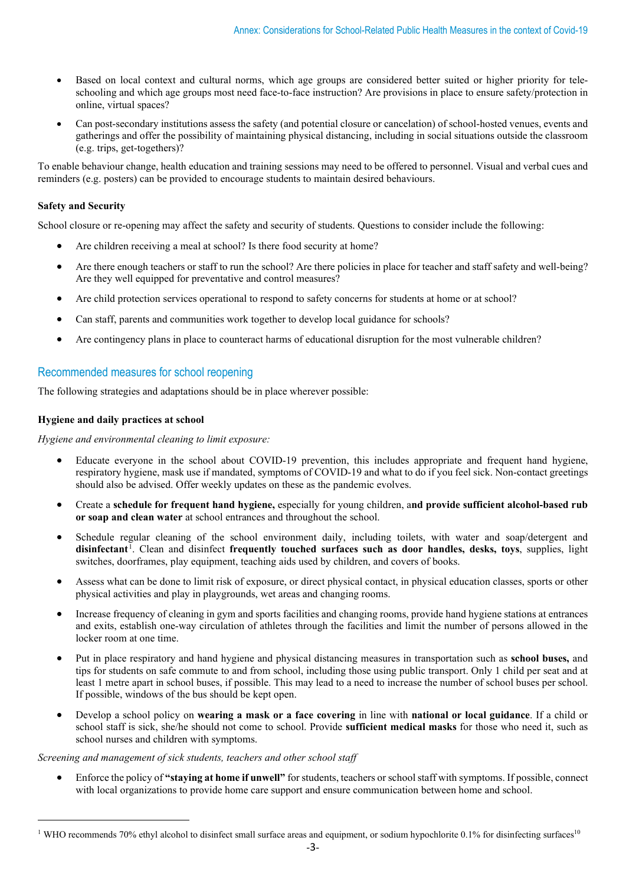- Based on local context and cultural norms, which age groups are considered better suited or higher priority for tele-schooling and which age groups most need face-to-face instruction? Are provisions in place to ensure safety/protection in online, virtual spaces?
- Can post-secondary institutions assess the safety (and potential closure or cancelation) of school-hosted venues, events and gatherings and offer the possibility of maintaining physical distancing, including in social situations outside the classroom (e.g. trips, get-togethers)?

To enable behaviour change, health education and training sessions may need to be offered to personnel. Visual and verbal cues and reminders (e.g. posters) can be provided to encourage students to maintain desired behaviours.

**Safety and Security**

School closure or re-opening may affect the safety and security of students. Questions to consider include the following:

- Are children receiving a meal at school? Is there food security at home?
- Are there enough teachers or staff to run the school? Are there policies in place for teacher and staff safety and well-being? Are they well equipped for preventative and control measures?
- Are child protection services operational to respond to safety concerns for students at home or at school?
- Can staff, parents and communities work together to develop local guidance for schools?
- Are contingency plans in place to counteract harms of educational disruption for the most vulnerable children?

## Recommended measures for school reopening

The following strategies and adaptations should be in place wherever possible:

**Hygiene and daily practices at school**

*Hygiene and environmental cleaning to limit exposure:*

- Educate everyone in the school about COVID-19 prevention, this includes appropriate and frequent hand hygiene, respiratory hygiene, mask use if mandated, symptoms of COVID-19 and what to do if you feel sick. Non-contact greetings should also be advised. Offer weekly updates on these as the pandemic evolves.
- Create a **schedule for frequent hand hygiene,** especially for young children, a**nd provide sufficient alcohol-based rub or soap and clean water** at school entrances and throughout the school.
- Schedule regular cleaning of the school environment daily, including toilets, with water and soap/detergent and **disinfectant**[1]. Clean and disinfect **frequently touched surfaces such as door handles, desks, toys**, supplies, light switches, doorframes, play equipment, teaching aids used by children, and covers of books.
- Assess what can be done to limit risk of exposure, or direct physical contact, in physical education classes, sports or other physical activities and play in playgrounds, wet areas and changing rooms.
- Increase frequency of cleaning in gym and sports facilities and changing rooms, provide hand hygiene stations at entrances and exits, establish one-way circulation of athletes through the facilities and limit the number of persons allowed in the locker room at one time.
- Put in place respiratory and hand hygiene and physical distancing measures in transportation such as **school buses,** and tips for students on safe commute to and from school, including those using public transport. Only 1 child per seat and at least 1 metre apart in school buses, if possible. This may lead to a need to increase the number of school buses per school. If possible, windows of the bus should be kept open.
- Develop a school policy on **wearing a mask or a face covering** in line with **national or local guidance**. If a child or school staff is sick, she/he should not come to school. Provide **sufficient medical masks** for those who need it, such as school nurses and children with symptoms.

*Screening and management of sick students, teachers and other school staff*

- Enforce the policy of **"staying at home if unwell"** for students, teachers or school staff with symptoms. If possible, connect with local organizations to provide home care support and ensure communication between home and school.

[1] WHO recommends 70% ethyl alcohol to disinfect small surface areas and equipment, or sodium hypochlorite 0.1% for disinfecting surfaces[10]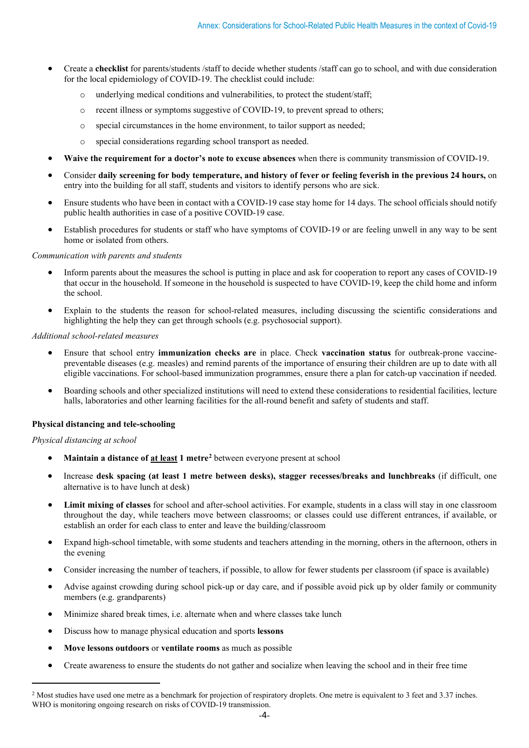- Create a **checklist** for parents/students /staff to decide whether students /staff can go to school, and with due consideration for the local epidemiology of COVID-19. The checklist could include:
  - underlying medical conditions and vulnerabilities, to protect the student/staff;
  - recent illness or symptoms suggestive of COVID-19, to prevent spread to others;
  - special circumstances in the home environment, to tailor support as needed;
  - special considerations regarding school transport as needed.
- **Waive the requirement for a doctor's note to excuse absences** when there is community transmission of COVID-19.
- Consider **daily screening for body temperature, and history of fever or feeling feverish in the previous 24 hours,** on entry into the building for all staff, students and visitors to identify persons who are sick.
- Ensure students who have been in contact with a COVID-19 case stay home for 14 days. The school officials should notify public health authorities in case of a positive COVID-19 case.
- Establish procedures for students or staff who have symptoms of COVID-19 or are feeling unwell in any way to be sent home or isolated from others.

*Communication with parents and students*

- Inform parents about the measures the school is putting in place and ask for cooperation to report any cases of COVID-19 that occur in the household. If someone in the household is suspected to have COVID-19, keep the child home and inform the school.
- Explain to the students the reason for school-related measures, including discussing the scientific considerations and highlighting the help they can get through schools (e.g. psychosocial support).

*Additional school-related measures*

- Ensure that school entry **immunization checks are** in place. Check **vaccination status** for outbreak-prone vaccine-preventable diseases (e.g. measles) and remind parents of the importance of ensuring their children are up to date with all eligible vaccinations. For school-based immunization programmes, ensure there a plan for catch-up vaccination if needed.
- Boarding schools and other specialized institutions will need to extend these considerations to residential facilities, lecture halls, laboratories and other learning facilities for the all-round benefit and safety of students and staff.

**Physical distancing and tele-schooling**

*Physical distancing at school*

- **Maintain a distance of <u>at least</u> 1 metre**[2] between everyone present at school
- Increase **desk spacing (at least 1 metre between desks), stagger recesses/breaks and lunchbreaks** (if difficult, one alternative is to have lunch at desk)
- **Limit mixing of classes** for school and after-school activities. For example, students in a class will stay in one classroom throughout the day, while teachers move between classrooms; or classes could use different entrances, if available, or establish an order for each class to enter and leave the building/classroom
- Expand high-school timetable, with some students and teachers attending in the morning, others in the afternoon, others in the evening
- Consider increasing the number of teachers, if possible, to allow for fewer students per classroom (if space is available)
- Advise against crowding during school pick-up or day care, and if possible avoid pick up by older family or community members (e.g. grandparents)
- Minimize shared break times, i.e. alternate when and where classes take lunch
- Discuss how to manage physical education and sports **lessons**
- **Move lessons outdoors** or **ventilate rooms** as much as possible
- Create awareness to ensure the students do not gather and socialize when leaving the school and in their free time

[2] Most studies have used one metre as a benchmark for projection of respiratory droplets. One metre is equivalent to 3 feet and 3.37 inches. WHO is monitoring ongoing research on risks of COVID-19 transmission.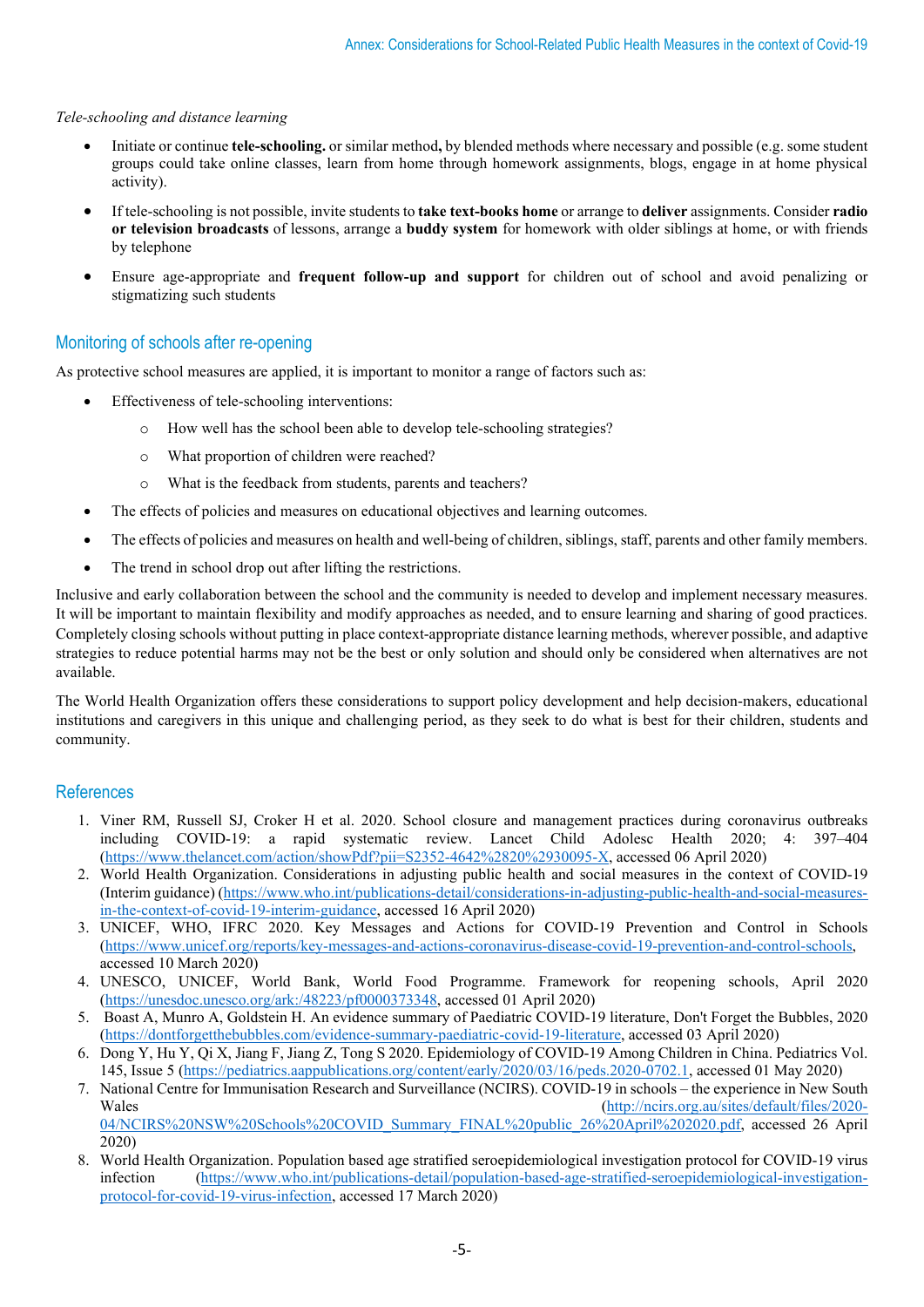*Tele-schooling and distance learning*

- Initiate or continue **tele-schooling.** or similar method**,** by blended methods where necessary and possible (e.g. some student groups could take online classes, learn from home through homework assignments, blogs, engage in at home physical activity).
- If tele-schooling is not possible, invite students to **take text-books home** or arrange to **deliver** assignments. Consider **radio or television broadcasts** of lessons, arrange a **buddy system** for homework with older siblings at home, or with friends by telephone
- Ensure age-appropriate and **frequent follow-up and support** for children out of school and avoid penalizing or stigmatizing such students

## Monitoring of schools after re-opening

As protective school measures are applied, it is important to monitor a range of factors such as:

- Effectiveness of tele-schooling interventions:
  - How well has the school been able to develop tele-schooling strategies?
  - What proportion of children were reached?
  - What is the feedback from students, parents and teachers?
- The effects of policies and measures on educational objectives and learning outcomes.
- The effects of policies and measures on health and well-being of children, siblings, staff, parents and other family members.
- The trend in school drop out after lifting the restrictions.

Inclusive and early collaboration between the school and the community is needed to develop and implement necessary measures. It will be important to maintain flexibility and modify approaches as needed, and to ensure learning and sharing of good practices. Completely closing schools without putting in place context-appropriate distance learning methods, wherever possible, and adaptive strategies to reduce potential harms may not be the best or only solution and should only be considered when alternatives are not available.

The World Health Organization offers these considerations to support policy development and help decision-makers, educational institutions and caregivers in this unique and challenging period, as they seek to do what is best for their children, students and community.

## References

1. Viner RM, Russell SJ, Croker H et al. 2020. School closure and management practices during coronavirus outbreaks including COVID-19: a rapid systematic review. Lancet Child Adolesc Health 2020; 4: 397–404 (https://www.thelancet.com/action/showPdf?pii=S2352-4642%2820%2930095-X, accessed 06 April 2020)
2. World Health Organization. Considerations in adjusting public health and social measures in the context of COVID-19 (Interim guidance) (https://www.who.int/publications-detail/considerations-in-adjusting-public-health-and-social-measures-in-the-context-of-covid-19-interim-guidance, accessed 16 April 2020)
3. UNICEF, WHO, IFRC 2020. Key Messages and Actions for COVID-19 Prevention and Control in Schools (https://www.unicef.org/reports/key-messages-and-actions-coronavirus-disease-covid-19-prevention-and-control-schools, accessed 10 March 2020)
4. UNESCO, UNICEF, World Bank, World Food Programme. Framework for reopening schools, April 2020 (https://unesdoc.unesco.org/ark:/48223/pf0000373348, accessed 01 April 2020)
5. Boast A, Munro A, Goldstein H. An evidence summary of Paediatric COVID-19 literature, Don't Forget the Bubbles, 2020 (https://dontforgetthebubbles.com/evidence-summary-paediatric-covid-19-literature, accessed 03 April 2020)
6. Dong Y, Hu Y, Qi X, Jiang F, Jiang Z, Tong S 2020. Epidemiology of COVID-19 Among Children in China. Pediatrics Vol. 145, Issue 5 (https://pediatrics.aappublications.org/content/early/2020/03/16/peds.2020-0702.1, accessed 01 May 2020)
7. National Centre for Immunisation Research and Surveillance (NCIRS). COVID-19 in schools – the experience in New South Wales (http://ncirs.org.au/sites/default/files/2020-04/NCIRS%20NSW%20Schools%20COVID_Summary_FINAL%20public_26%20April%202020.pdf, accessed 26 April 2020)
8. World Health Organization. Population based age stratified seroepidemiological investigation protocol for COVID-19 virus infection (https://www.who.int/publications-detail/population-based-age-stratified-seroepidemiological-investigation-protocol-for-covid-19-virus-infection, accessed 17 March 2020)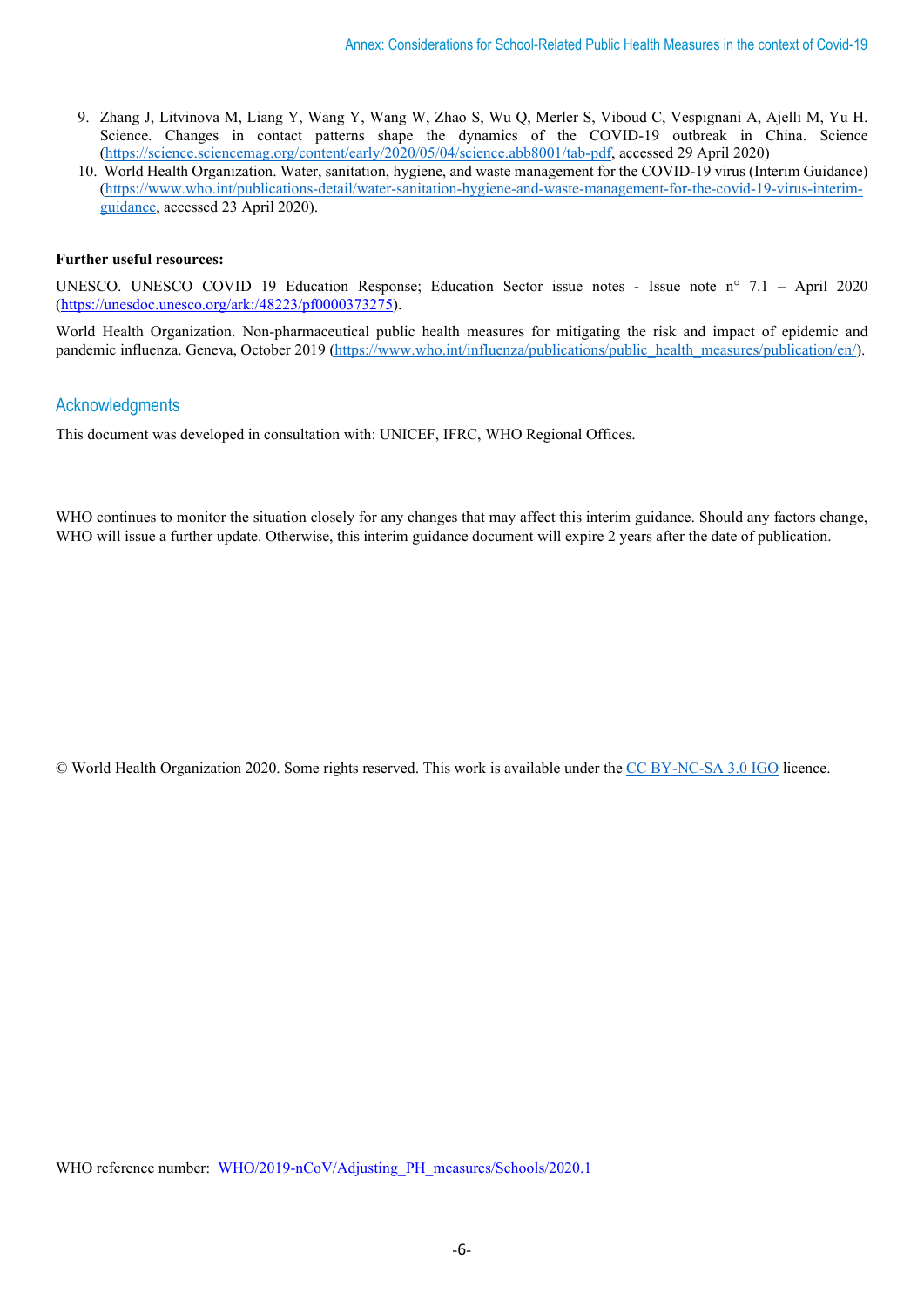9. Zhang J, Litvinova M, Liang Y, Wang Y, Wang W, Zhao S, Wu Q, Merler S, Viboud C, Vespignani A, Ajelli M, Yu H. Science. Changes in contact patterns shape the dynamics of the COVID-19 outbreak in China. Science (https://science.sciencemag.org/content/early/2020/05/04/science.abb8001/tab-pdf, accessed 29 April 2020)
10. World Health Organization. Water, sanitation, hygiene, and waste management for the COVID-19 virus (Interim Guidance) (https://www.who.int/publications-detail/water-sanitation-hygiene-and-waste-management-for-the-covid-19-virus-interim-guidance, accessed 23 April 2020).

**Further useful resources:**

UNESCO. UNESCO COVID 19 Education Response; Education Sector issue notes - Issue note n° 7.1 – April 2020 (https://unesdoc.unesco.org/ark:/48223/pf0000373275).

World Health Organization. Non-pharmaceutical public health measures for mitigating the risk and impact of epidemic and pandemic influenza. Geneva, October 2019 (https://www.who.int/influenza/publications/public_health_measures/publication/en/).

## Acknowledgments

This document was developed in consultation with: UNICEF, IFRC, WHO Regional Offices.

WHO continues to monitor the situation closely for any changes that may affect this interim guidance. Should any factors change, WHO will issue a further update. Otherwise, this interim guidance document will expire 2 years after the date of publication.

© World Health Organization 2020. Some rights reserved. This work is available under the CC BY-NC-SA 3.0 IGO licence.

WHO reference number: WHO/2019-nCoV/Adjusting_PH_measures/Schools/2020.1